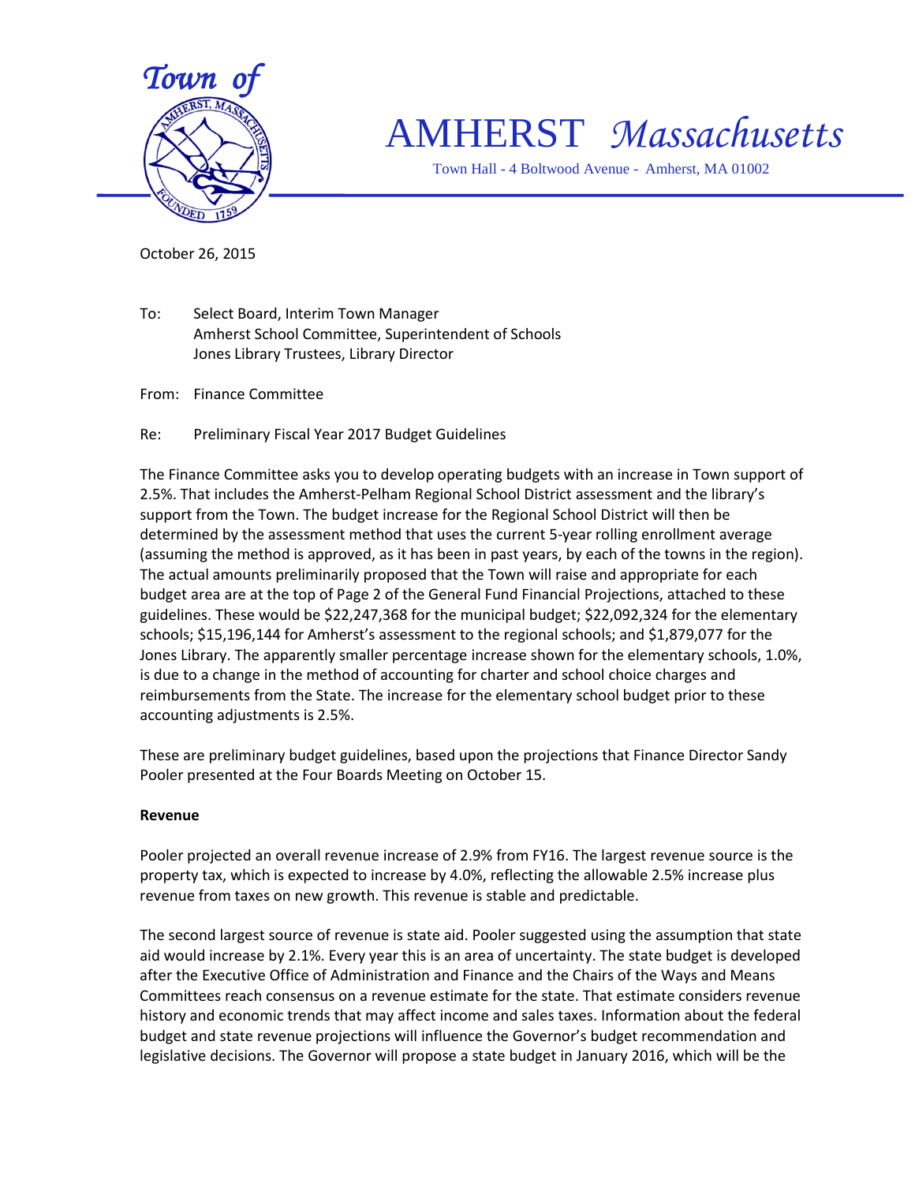# Town of AMHERST *Massachusetts*

Town Hall - 4 Boltwood Avenue - Amherst, MA 01002

October 26, 2015

To: Select Board, Interim Town Manager
Amherst School Committee, Superintendent of Schools
Jones Library Trustees, Library Director

From: Finance Committee

Re: Preliminary Fiscal Year 2017 Budget Guidelines

The Finance Committee asks you to develop operating budgets with an increase in Town support of 2.5%. That includes the Amherst-Pelham Regional School District assessment and the library's support from the Town. The budget increase for the Regional School District will then be determined by the assessment method that uses the current 5-year rolling enrollment average (assuming the method is approved, as it has been in past years, by each of the towns in the region). The actual amounts preliminarily proposed that the Town will raise and appropriate for each budget area are at the top of Page 2 of the General Fund Financial Projections, attached to these guidelines. These would be $22,247,368 for the municipal budget; $22,092,324 for the elementary schools; $15,196,144 for Amherst's assessment to the regional schools; and $1,879,077 for the Jones Library. The apparently smaller percentage increase shown for the elementary schools, 1.0%, is due to a change in the method of accounting for charter and school choice charges and reimbursements from the State. The increase for the elementary school budget prior to these accounting adjustments is 2.5%.

These are preliminary budget guidelines, based upon the projections that Finance Director Sandy Pooler presented at the Four Boards Meeting on October 15.

**Revenue**

Pooler projected an overall revenue increase of 2.9% from FY16. The largest revenue source is the property tax, which is expected to increase by 4.0%, reflecting the allowable 2.5% increase plus revenue from taxes on new growth. This revenue is stable and predictable.

The second largest source of revenue is state aid. Pooler suggested using the assumption that state aid would increase by 2.1%. Every year this is an area of uncertainty. The state budget is developed after the Executive Office of Administration and Finance and the Chairs of the Ways and Means Committees reach consensus on a revenue estimate for the state. That estimate considers revenue history and economic trends that may affect income and sales taxes. Information about the federal budget and state revenue projections will influence the Governor's budget recommendation and legislative decisions. The Governor will propose a state budget in January 2016, which will be the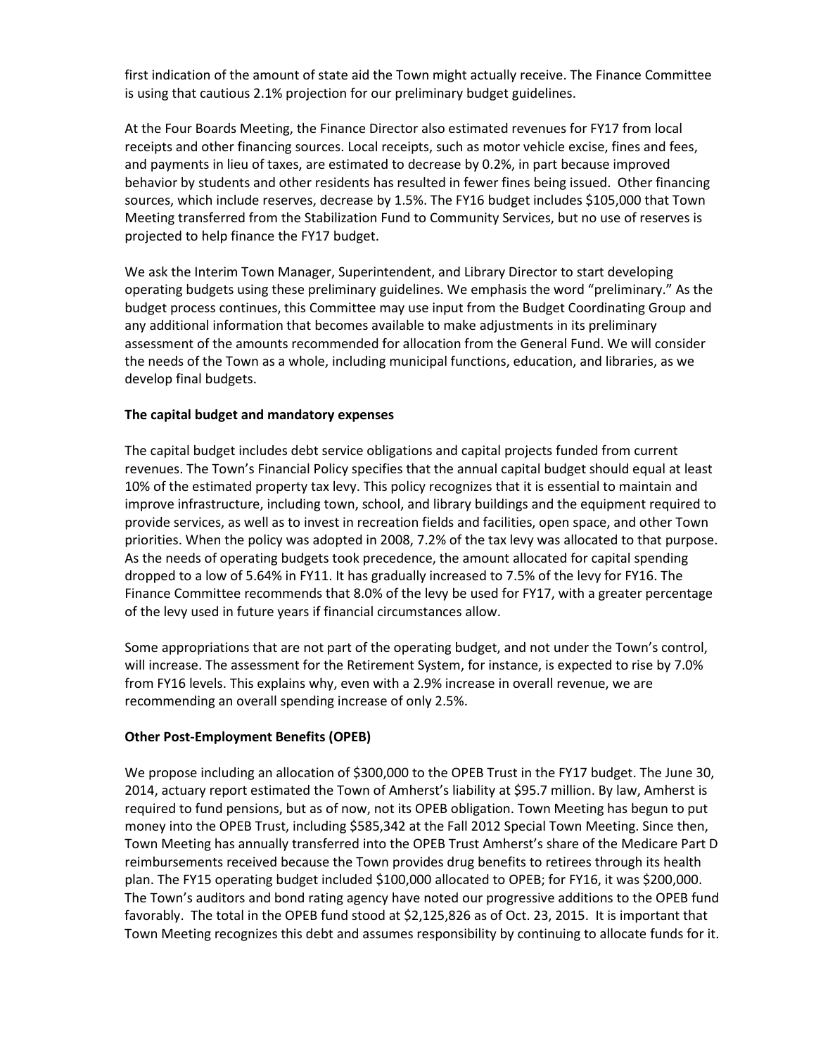first indication of the amount of state aid the Town might actually receive. The Finance Committee is using that cautious 2.1% projection for our preliminary budget guidelines.

At the Four Boards Meeting, the Finance Director also estimated revenues for FY17 from local receipts and other financing sources. Local receipts, such as motor vehicle excise, fines and fees, and payments in lieu of taxes, are estimated to decrease by 0.2%, in part because improved behavior by students and other residents has resulted in fewer fines being issued. Other financing sources, which include reserves, decrease by 1.5%. The FY16 budget includes $105,000 that Town Meeting transferred from the Stabilization Fund to Community Services, but no use of reserves is projected to help finance the FY17 budget.

We ask the Interim Town Manager, Superintendent, and Library Director to start developing operating budgets using these preliminary guidelines. We emphasis the word "preliminary." As the budget process continues, this Committee may use input from the Budget Coordinating Group and any additional information that becomes available to make adjustments in its preliminary assessment of the amounts recommended for allocation from the General Fund. We will consider the needs of the Town as a whole, including municipal functions, education, and libraries, as we develop final budgets.

**The capital budget and mandatory expenses**

The capital budget includes debt service obligations and capital projects funded from current revenues. The Town's Financial Policy specifies that the annual capital budget should equal at least 10% of the estimated property tax levy. This policy recognizes that it is essential to maintain and improve infrastructure, including town, school, and library buildings and the equipment required to provide services, as well as to invest in recreation fields and facilities, open space, and other Town priorities. When the policy was adopted in 2008, 7.2% of the tax levy was allocated to that purpose. As the needs of operating budgets took precedence, the amount allocated for capital spending dropped to a low of 5.64% in FY11. It has gradually increased to 7.5% of the levy for FY16. The Finance Committee recommends that 8.0% of the levy be used for FY17, with a greater percentage of the levy used in future years if financial circumstances allow.

Some appropriations that are not part of the operating budget, and not under the Town's control, will increase. The assessment for the Retirement System, for instance, is expected to rise by 7.0% from FY16 levels. This explains why, even with a 2.9% increase in overall revenue, we are recommending an overall spending increase of only 2.5%.

**Other Post-Employment Benefits (OPEB)**

We propose including an allocation of $300,000 to the OPEB Trust in the FY17 budget. The June 30, 2014, actuary report estimated the Town of Amherst's liability at $95.7 million. By law, Amherst is required to fund pensions, but as of now, not its OPEB obligation. Town Meeting has begun to put money into the OPEB Trust, including $585,342 at the Fall 2012 Special Town Meeting. Since then, Town Meeting has annually transferred into the OPEB Trust Amherst's share of the Medicare Part D reimbursements received because the Town provides drug benefits to retirees through its health plan. The FY15 operating budget included $100,000 allocated to OPEB; for FY16, it was $200,000. The Town's auditors and bond rating agency have noted our progressive additions to the OPEB fund favorably. The total in the OPEB fund stood at $2,125,826 as of Oct. 23, 2015. It is important that Town Meeting recognizes this debt and assumes responsibility by continuing to allocate funds for it.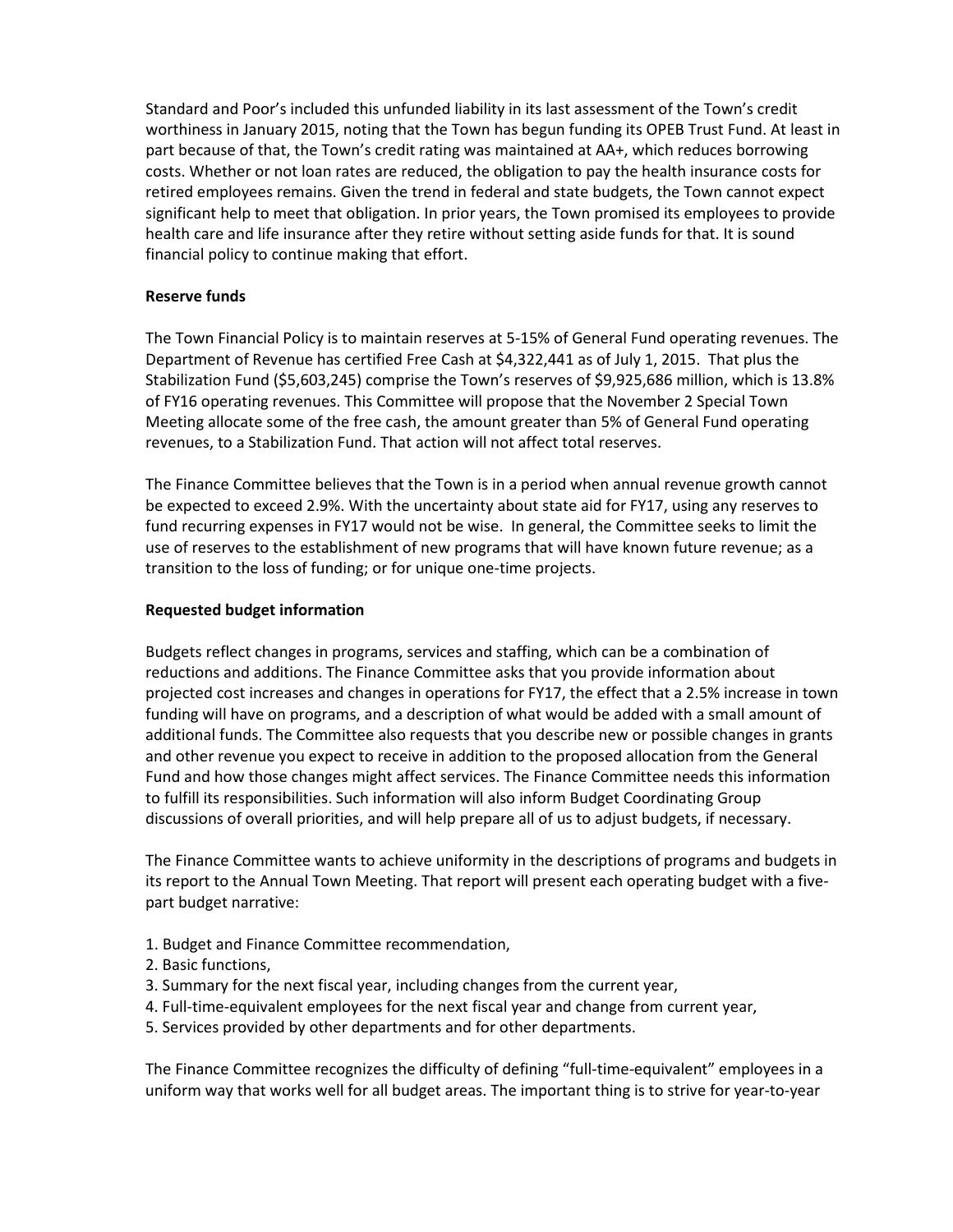Standard and Poor's included this unfunded liability in its last assessment of the Town's credit worthiness in January 2015, noting that the Town has begun funding its OPEB Trust Fund. At least in part because of that, the Town's credit rating was maintained at AA+, which reduces borrowing costs. Whether or not loan rates are reduced, the obligation to pay the health insurance costs for retired employees remains. Given the trend in federal and state budgets, the Town cannot expect significant help to meet that obligation. In prior years, the Town promised its employees to provide health care and life insurance after they retire without setting aside funds for that. It is sound financial policy to continue making that effort.

**Reserve funds**

The Town Financial Policy is to maintain reserves at 5-15% of General Fund operating revenues. The Department of Revenue has certified Free Cash at $4,322,441 as of July 1, 2015. That plus the Stabilization Fund ($5,603,245) comprise the Town's reserves of $9,925,686 million, which is 13.8% of FY16 operating revenues. This Committee will propose that the November 2 Special Town Meeting allocate some of the free cash, the amount greater than 5% of General Fund operating revenues, to a Stabilization Fund. That action will not affect total reserves.

The Finance Committee believes that the Town is in a period when annual revenue growth cannot be expected to exceed 2.9%. With the uncertainty about state aid for FY17, using any reserves to fund recurring expenses in FY17 would not be wise. In general, the Committee seeks to limit the use of reserves to the establishment of new programs that will have known future revenue; as a transition to the loss of funding; or for unique one-time projects.

**Requested budget information**

Budgets reflect changes in programs, services and staffing, which can be a combination of reductions and additions. The Finance Committee asks that you provide information about projected cost increases and changes in operations for FY17, the effect that a 2.5% increase in town funding will have on programs, and a description of what would be added with a small amount of additional funds. The Committee also requests that you describe new or possible changes in grants and other revenue you expect to receive in addition to the proposed allocation from the General Fund and how those changes might affect services. The Finance Committee needs this information to fulfill its responsibilities. Such information will also inform Budget Coordinating Group discussions of overall priorities, and will help prepare all of us to adjust budgets, if necessary.

The Finance Committee wants to achieve uniformity in the descriptions of programs and budgets in its report to the Annual Town Meeting. That report will present each operating budget with a five-part budget narrative:

1. Budget and Finance Committee recommendation,
2. Basic functions,
3. Summary for the next fiscal year, including changes from the current year,
4. Full-time-equivalent employees for the next fiscal year and change from current year,
5. Services provided by other departments and for other departments.

The Finance Committee recognizes the difficulty of defining "full-time-equivalent" employees in a uniform way that works well for all budget areas. The important thing is to strive for year-to-year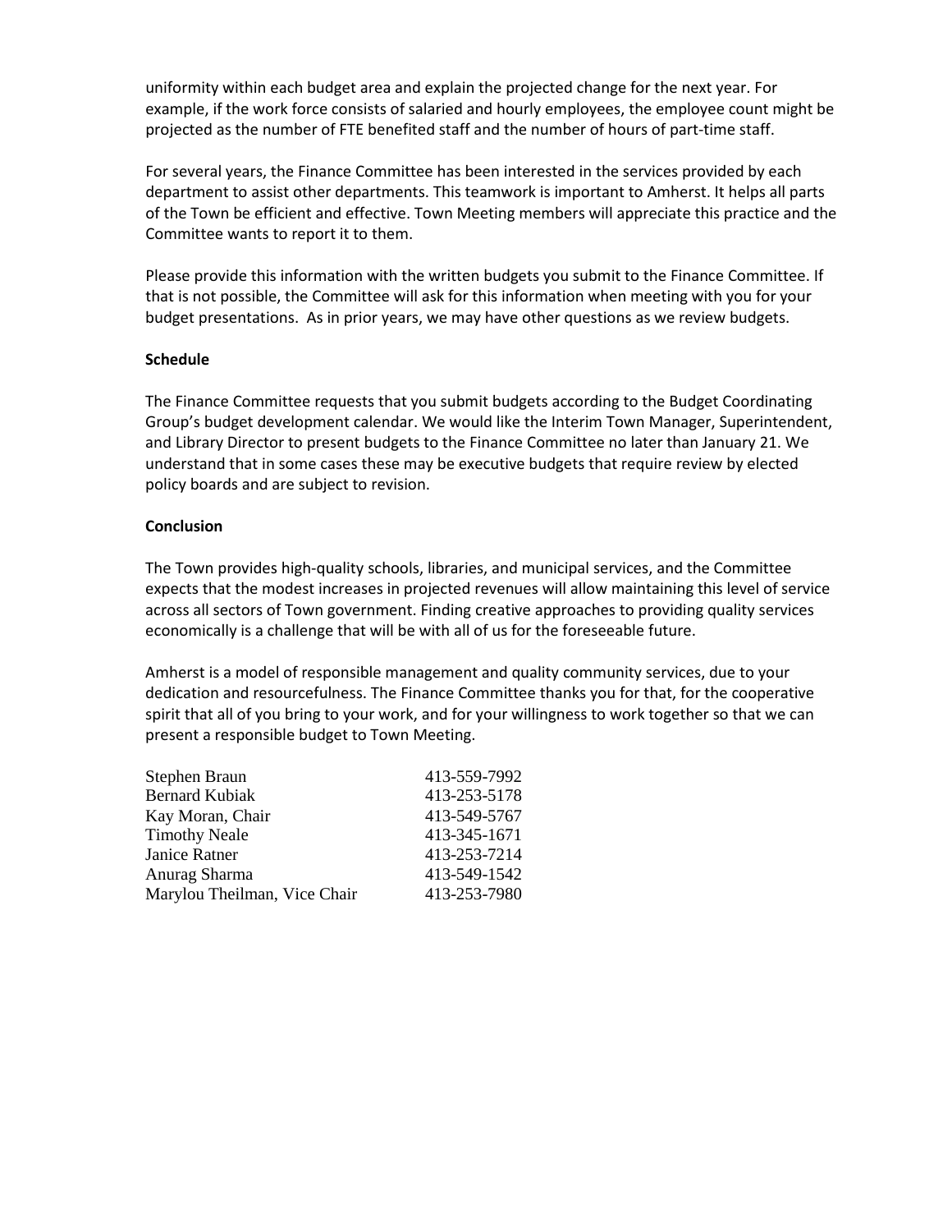uniformity within each budget area and explain the projected change for the next year. For example, if the work force consists of salaried and hourly employees, the employee count might be projected as the number of FTE benefited staff and the number of hours of part-time staff.

For several years, the Finance Committee has been interested in the services provided by each department to assist other departments. This teamwork is important to Amherst. It helps all parts of the Town be efficient and effective. Town Meeting members will appreciate this practice and the Committee wants to report it to them.

Please provide this information with the written budgets you submit to the Finance Committee. If that is not possible, the Committee will ask for this information when meeting with you for your budget presentations. As in prior years, we may have other questions as we review budgets.

**Schedule**

The Finance Committee requests that you submit budgets according to the Budget Coordinating Group's budget development calendar. We would like the Interim Town Manager, Superintendent, and Library Director to present budgets to the Finance Committee no later than January 21. We understand that in some cases these may be executive budgets that require review by elected policy boards and are subject to revision.

**Conclusion**

The Town provides high-quality schools, libraries, and municipal services, and the Committee expects that the modest increases in projected revenues will allow maintaining this level of service across all sectors of Town government. Finding creative approaches to providing quality services economically is a challenge that will be with all of us for the foreseeable future.

Amherst is a model of responsible management and quality community services, due to your dedication and resourcefulness. The Finance Committee thanks you for that, for the cooperative spirit that all of you bring to your work, and for your willingness to work together so that we can present a responsible budget to Town Meeting.

Stephen Braun 413-559-7992
Bernard Kubiak 413-253-5178
Kay Moran, Chair 413-549-5767
Timothy Neale 413-345-1671
Janice Ratner 413-253-7214
Anurag Sharma 413-549-1542
Marylou Theilman, Vice Chair 413-253-7980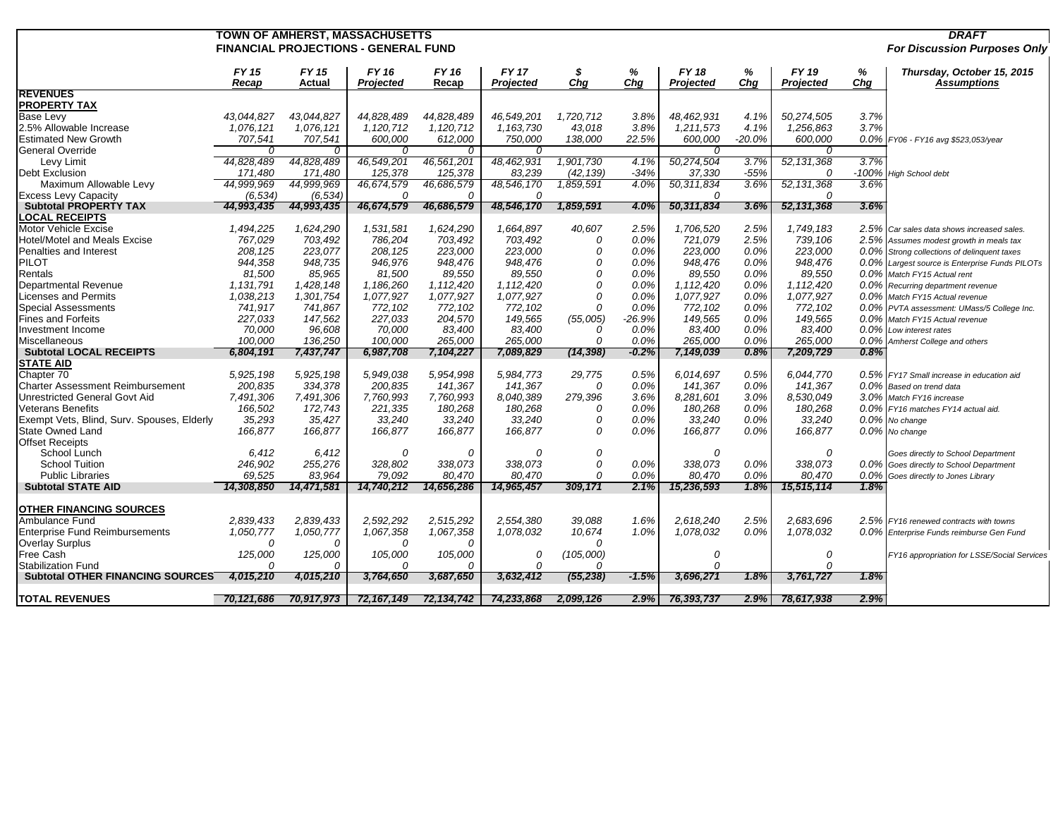**TOWN OF AMHERST, MASSACHUSETTS**
**FINANCIAL PROJECTIONS - GENERAL FUND**

***DRAFT***
***For Discussion Purposes Only***

| | FY 15 Recap | FY 15 Actual | FY 16 Projected | FY 16 Recap | FY 17 Projected | $ Chg | % Chg | FY 18 Projected | % Chg | FY 19 Projected | % Chg | Thursday, October 15, 2015 Assumptions |
|---|---|---|---|---|---|---|---|---|---|---|---|---|
| **REVENUES** | | | | | | | | | | | | |
| **PROPERTY TAX** | | | | | | | | | | | | |
| Base Levy | 43,044,827 | 43,044,827 | 44,828,489 | 44,828,489 | 46,549,201 | 1,720,712 | 3.8% | 48,462,931 | 4.1% | 50,274,505 | 3.7% | |
| 2.5% Allowable Increase | 1,076,121 | 1,076,121 | 1,120,712 | 1,120,712 | 1,163,730 | 43,018 | 3.8% | 1,211,573 | 4.1% | 1,256,863 | 3.7% | |
| Estimated New Growth | 707,541 | 707,541 | 600,000 | 612,000 | 750,000 | 138,000 | 22.5% | 600,000 | -20.0% | 600,000 | 0.0% | FY06 - FY16 avg $523,053/year |
| General Override | 0 | 0 | 0 | 0 | 0 | | | 0 | | 0 | | |
| Levy Limit | 44,828,489 | 44,828,489 | 46,549,201 | 46,561,201 | 48,462,931 | 1,901,730 | 4.1% | 50,274,504 | 3.7% | 52,131,368 | 3.7% | |
| Debt Exclusion | 171,480 | 171,480 | 125,378 | 125,378 | 83,239 | (42,139) | -34% | 37,330 | -55% | 0 | -100% | High School debt |
| Maximum Allowable Levy | 44,999,969 | 44,999,969 | 46,674,579 | 46,686,579 | 48,546,170 | 1,859,591 | 4.0% | 50,311,834 | 3.6% | 52,131,368 | 3.6% | |
| Excess Levy Capacity | (6,534) | (6,534) | 0 | 0 | 0 | | | 0 | | 0 | | |
| **Subtotal PROPERTY TAX** | **44,993,435** | **44,993,435** | **46,674,579** | **46,686,579** | **48,546,170** | **1,859,591** | **4.0%** | **50,311,834** | **3.6%** | **52,131,368** | **3.6%** | |
| **LOCAL RECEIPTS** | | | | | | | | | | | | |
| Motor Vehicle Excise | 1,494,225 | 1,624,290 | 1,531,581 | 1,624,290 | 1,664,897 | 40,607 | 2.5% | 1,706,520 | 2.5% | 1,749,183 | 2.5% | Car sales data shows increased sales. |
| Hotel/Motel and Meals Excise | 767,029 | 703,492 | 786,204 | 703,492 | 703,492 | 0 | 0.0% | 721,079 | 2.5% | 739,106 | 2.5% | Assumes modest growth in meals tax |
| Penalties and Interest | 208,125 | 223,077 | 208,125 | 223,000 | 223,000 | 0 | 0.0% | 223,000 | 0.0% | 223,000 | 0.0% | Strong collections of delinquent taxes |
| PILOT | 944,358 | 948,735 | 946,976 | 948,476 | 948,476 | 0 | 0.0% | 948,476 | 0.0% | 948,476 | 0.0% | Largest source is Enterprise Funds PILOTs |
| Rentals | 81,500 | 85,965 | 81,500 | 89,550 | 89,550 | 0 | 0.0% | 89,550 | 0.0% | 89,550 | 0.0% | Match FY15 Actual rent |
| Departmental Revenue | 1,131,791 | 1,428,148 | 1,186,260 | 1,112,420 | 1,112,420 | 0 | 0.0% | 1,112,420 | 0.0% | 1,112,420 | 0.0% | Recurring department revenue |
| Licenses and Permits | 1,038,213 | 1,301,754 | 1,077,927 | 1,077,927 | 1,077,927 | 0 | 0.0% | 1,077,927 | 0.0% | 1,077,927 | 0.0% | Match FY15 Actual revenue |
| Special Assessments | 741,917 | 741,867 | 772,102 | 772,102 | 772,102 | 0 | 0.0% | 772,102 | 0.0% | 772,102 | 0.0% | PVTA assessment: UMass/5 College Inc. |
| Fines and Forfeits | 227,033 | 147,562 | 227,033 | 204,570 | 149,565 | (55,005) | -26.9% | 149,565 | 0.0% | 149,565 | 0.0% | Match FY15 Actual revenue |
| Investment Income | 70,000 | 96,608 | 70,000 | 83,400 | 83,400 | 0 | 0.0% | 83,400 | 0.0% | 83,400 | 0.0% | Low interest rates |
| Miscellaneous | 100,000 | 136,250 | 100,000 | 265,000 | 265,000 | 0 | 0.0% | 265,000 | 0.0% | 265,000 | 0.0% | Amherst College and others |
| **Subtotal LOCAL RECEIPTS** | **6,804,191** | **7,437,747** | **6,987,708** | **7,104,227** | **7,089,829** | **(14,398)** | **-0.2%** | **7,149,039** | **0.8%** | **7,209,729** | **0.8%** | |
| **STATE AID** | | | | | | | | | | | | |
| Chapter 70 | 5,925,198 | 5,925,198 | 5,949,038 | 5,954,998 | 5,984,773 | 29,775 | 0.5% | 6,014,697 | 0.5% | 6,044,770 | 0.5% | FY17 Small increase in education aid |
| Charter Assessment Reimbursement | 200,835 | 334,378 | 200,835 | 141,367 | 141,367 | 0 | 0.0% | 141,367 | 0.0% | 141,367 | 0.0% | Based on trend data |
| Unrestricted General Govt Aid | 7,491,306 | 7,491,306 | 7,760,993 | 7,760,993 | 8,040,389 | 279,396 | 3.6% | 8,281,601 | 3.0% | 8,530,049 | 3.0% | Match FY16 increase |
| Veterans Benefits | 166,502 | 172,743 | 221,335 | 180,268 | 180,268 | 0 | 0.0% | 180,268 | 0.0% | 180,268 | 0.0% | FY16 matches FY14 actual aid. |
| Exempt Vets, Blind, Surv. Spouses, Elderly | 35,293 | 35,427 | 33,240 | 33,240 | 33,240 | 0 | 0.0% | 33,240 | 0.0% | 33,240 | 0.0% | No change |
| State Owned Land | 166,877 | 166,877 | 166,877 | 166,877 | 166,877 | 0 | 0.0% | 166,877 | 0.0% | 166,877 | 0.0% | No change |
| Offset Receipts | | | | | | | | | | | | |
| School Lunch | 6,412 | 6,412 | 0 | 0 | 0 | 0 | | 0 | | 0 | | Goes directly to School Department |
| School Tuition | 246,902 | 255,276 | 328,802 | 338,073 | 338,073 | 0 | 0.0% | 338,073 | 0.0% | 338,073 | 0.0% | Goes directly to School Department |
| Public Libraries | 69,525 | 83,964 | 79,092 | 80,470 | 80,470 | 0 | 0.0% | 80,470 | 0.0% | 80,470 | 0.0% | Goes directly to Jones Library |
| **Subtotal STATE AID** | **14,308,850** | **14,471,581** | **14,740,212** | **14,656,286** | **14,965,457** | **309,171** | **2.1%** | **15,236,593** | **1.8%** | **15,515,114** | **1.8%** | |
| **OTHER FINANCING SOURCES** | | | | | | | | | | | | |
| Ambulance Fund | 2,839,433 | 2,839,433 | 2,592,292 | 2,515,292 | 2,554,380 | 39,088 | 1.6% | 2,618,240 | 2.5% | 2,683,696 | 2.5% | FY16 renewed contracts with towns |
| Enterprise Fund Reimbursements | 1,050,777 | 1,050,777 | 1,067,358 | 1,067,358 | 1,078,032 | 10,674 | 1.0% | 1,078,032 | 0.0% | 1,078,032 | 0.0% | Enterprise Funds reimburse Gen Fund |
| Overlay Surplus | 0 | 0 | 0 | 0 | | 0 | | | | | | |
| Free Cash | 125,000 | 125,000 | 105,000 | 105,000 | 0 | (105,000) | | 0 | | 0 | | FY16 appropriation for LSSE/Social Services |
| Stabilization Fund | 0 | 0 | 0 | 0 | 0 | 0 | | 0 | | 0 | | |
| **Subtotal OTHER FINANCING SOURCES** | **4,015,210** | **4,015,210** | **3,764,650** | **3,687,650** | **3,632,412** | **(55,238)** | **-1.5%** | **3,696,271** | **1.8%** | **3,761,727** | **1.8%** | |
| **TOTAL REVENUES** | **70,121,686** | **70,917,973** | **72,167,149** | **72,134,742** | **74,233,868** | **2,099,126** | **2.9%** | **76,393,737** | **2.9%** | **78,617,938** | **2.9%** | |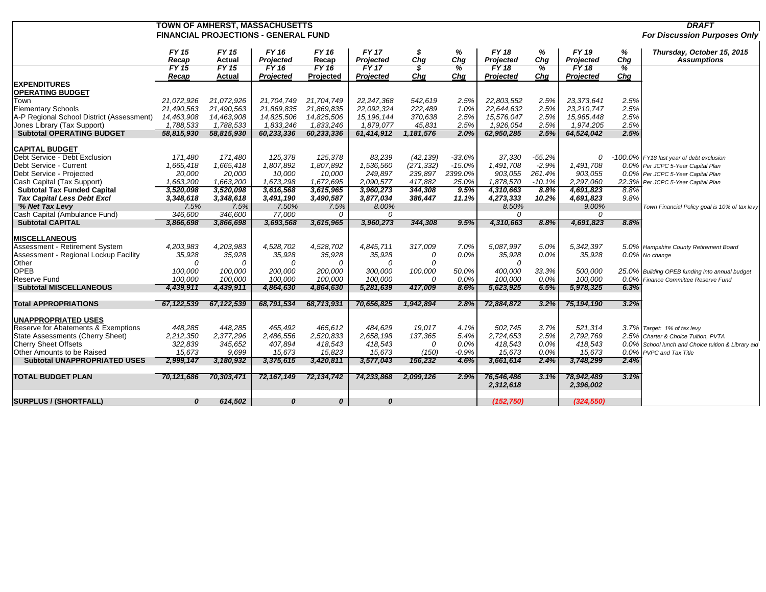**TOWN OF AMHERST, MASSACHUSETTS**
**FINANCIAL PROJECTIONS - GENERAL FUND**

***DRAFT***
***For Discussion Purposes Only***

| | FY 15 Recap | FY 15 Actual | FY 16 Projected | FY 16 Recap | FY 17 Projected | $ Chg | % Chg | FY 18 Projected | % Chg | FY 19 Projected | % Chg | Thursday, October 15, 2015 Assumptions |
|---|---|---|---|---|---|---|---|---|---|---|---|---|
| | FY 15 Recap | FY 15 Actual | FY 16 Projected | FY 16 Projected | FY 17 Projected | $ Chg | % Chg | FY 18 Projected | % Chg | FY 18 Projected | % Chg | |
| **EXPENDITURES** | | | | | | | | | | | | |
| **OPERATING BUDGET** | | | | | | | | | | | | |
| Town | 21,072,926 | 21,072,926 | 21,704,749 | 21,704,749 | 22,247,368 | 542,619 | 2.5% | 22,803,552 | 2.5% | 23,373,641 | 2.5% | |
| Elementary Schools | 21,490,563 | 21,490,563 | 21,869,835 | 21,869,835 | 22,092,324 | 222,489 | 1.0% | 22,644,632 | 2.5% | 23,210,747 | 2.5% | |
| A-P Regional School District (Assessment) | 14,463,908 | 14,463,908 | 14,825,506 | 14,825,506 | 15,196,144 | 370,638 | 2.5% | 15,576,047 | 2.5% | 15,965,448 | 2.5% | |
| Jones Library (Tax Support) | 1,788,533 | 1,788,533 | 1,833,246 | 1,833,246 | 1,879,077 | 45,831 | 2.5% | 1,926,054 | 2.5% | 1,974,205 | 2.5% | |
| **Subtotal OPERATING BUDGET** | **58,815,930** | **58,815,930** | **60,233,336** | **60,233,336** | **61,414,912** | **1,181,576** | **2.0%** | **62,950,285** | **2.5%** | **64,524,042** | **2.5%** | |
| **CAPITAL BUDGET** | | | | | | | | | | | | |
| Debt Service - Debt Exclusion | 171,480 | 171,480 | 125,378 | 125,378 | 83,239 | (42,139) | -33.6% | 37,330 | -55.2% | 0 | -100.0% | FY18 last year of debt exclusion |
| Debt Service - Current | 1,665,418 | 1,665,418 | 1,807,892 | 1,807,892 | 1,536,560 | (271,332) | -15.0% | 1,491,708 | -2.9% | 1,491,708 | 0.0% | Per JCPC 5-Year Capital Plan |
| Debt Service - Projected | 20,000 | 20,000 | 10,000 | 10,000 | 249,897 | 239,897 | 2399.0% | 903,055 | 261.4% | 903,055 | 0.0% | Per JCPC 5-Year Capital Plan |
| Cash Capital (Tax Support) | 1,663,200 | 1,663,200 | 1,673,298 | 1,672,695 | 2,090,577 | 417,882 | 25.0% | 1,878,570 | -10.1% | 2,297,060 | 22.3% | Per JCPC 5-Year Capital Plan |
| **Subtotal Tax Funded Capital** | **3,520,098** | **3,520,098** | **3,616,568** | **3,615,965** | **3,960,273** | **344,308** | **9.5%** | **4,310,663** | **8.8%** | **4,691,823** | 8.8% | |
| ***Tax Capital Less Debt Excl*** | ***3,348,618*** | ***3,348,618*** | ***3,491,190*** | ***3,490,587*** | ***3,877,034*** | ***386,447*** | ***11.1%*** | ***4,273,333*** | ***10.2%*** | ***4,691,823*** | 9.8% | |
| ***'% Net Tax Levy*** | 7.5% | 7.5% | 7.50% | 7.5% | 8.00% | | | 8.50% | | 9.00% | | Town Financial Policy goal is 10% of tax levy |
| Cash Capital (Ambulance Fund) | 346,600 | 346,600 | 77,000 | 0 | 0 | | | 0 | | 0 | | |
| **Subtotal CAPITAL** | **3,866,698** | **3,866,698** | **3,693,568** | **3,615,965** | **3,960,273** | **344,308** | **9.5%** | **4,310,663** | **8.8%** | **4,691,823** | **8.8%** | |
| **MISCELLANEOUS** | | | | | | | | | | | | |
| Assessment - Retirement System | 4,203,983 | 4,203,983 | 4,528,702 | 4,528,702 | 4,845,711 | 317,009 | 7.0% | 5,087,997 | 5.0% | 5,342,397 | 5.0% | Hampshire County Retirement Board |
| Assessment - Regional Lockup Facility | 35,928 | 35,928 | 35,928 | 35,928 | 35,928 | 0 | 0.0% | 35,928 | 0.0% | 35,928 | 0.0% | No change |
| Other | 0 | 0 | 0 | 0 | 0 | 0 | | 0 | | | | |
| OPEB | 100,000 | 100,000 | 200,000 | 200,000 | 300,000 | 100,000 | 50.0% | 400,000 | 33.3% | 500,000 | 25.0% | Building OPEB funding into annual budget |
| Reserve Fund | 100,000 | 100,000 | 100,000 | 100,000 | 100,000 | 0 | 0.0% | 100,000 | 0.0% | 100,000 | 0.0% | Finance Committee Reserve Fund |
| **Subtotal MISCELLANEOUS** | **4,439,911** | **4,439,911** | **4,864,630** | **4,864,630** | **5,281,639** | **417,009** | **8.6%** | **5,623,925** | **6.5%** | **5,978,325** | **6.3%** | |
| **Total APPROPRIATIONS** | **67,122,539** | **67,122,539** | **68,791,534** | **68,713,931** | **70,656,825** | **1,942,894** | **2.8%** | **72,884,872** | **3.2%** | **75,194,190** | **3.2%** | |
| **UNAPPROPRIATED USES** | | | | | | | | | | | | |
| Reserve for Abatements & Exemptions | 448,285 | 448,285 | 465,492 | 465,612 | 484,629 | 19,017 | 4.1% | 502,745 | 3.7% | 521,314 | 3.7% | Target: 1% of tax levy |
| State Assessments (Cherry Sheet) | 2,212,350 | 2,377,296 | 2,486,556 | 2,520,833 | 2,658,198 | 137,365 | 5.4% | 2,724,653 | 2.5% | 2,792,769 | 2.5% | Charter & Choice Tuition, PVTA |
| Cherry Sheet Offsets | 322,839 | 345,652 | 407,894 | 418,543 | 418,543 | 0 | 0.0% | 418,543 | 0.0% | 418,543 | 0.0% | School lunch and Choice tuition & Library aid |
| Other Amounts to be Raised | 15,673 | 9,699 | 15,673 | 15,823 | 15,673 | (150) | -0.9% | 15,673 | 0.0% | 15,673 | 0.0% | PVPC and Tax Title |
| **Subtotal UNAPPROPRIATED USES** | **2,999,147** | **3,180,932** | **3,375,615** | **3,420,811** | **3,577,043** | **156,232** | **4.6%** | **3,661,614** | **2.4%** | **3,748,299** | **2.4%** | |
| **TOTAL BUDGET PLAN** | **70,121,686** | **70,303,471** | **72,167,149** | **72,134,742** | **74,233,868** | **2,099,126** | **2.9%** | **76,546,486** | **3.1%** | **78,942,489** | **3.1%** | |
| | | | | | | | | ***2,312,618*** | | ***2,396,002*** | | |
| **SURPLUS / (SHORTFALL)** | ***0*** | ***614,502*** | ***0*** | ***0*** | ***0*** | | | ***(152,750)*** | | ***(324,550)*** | | |